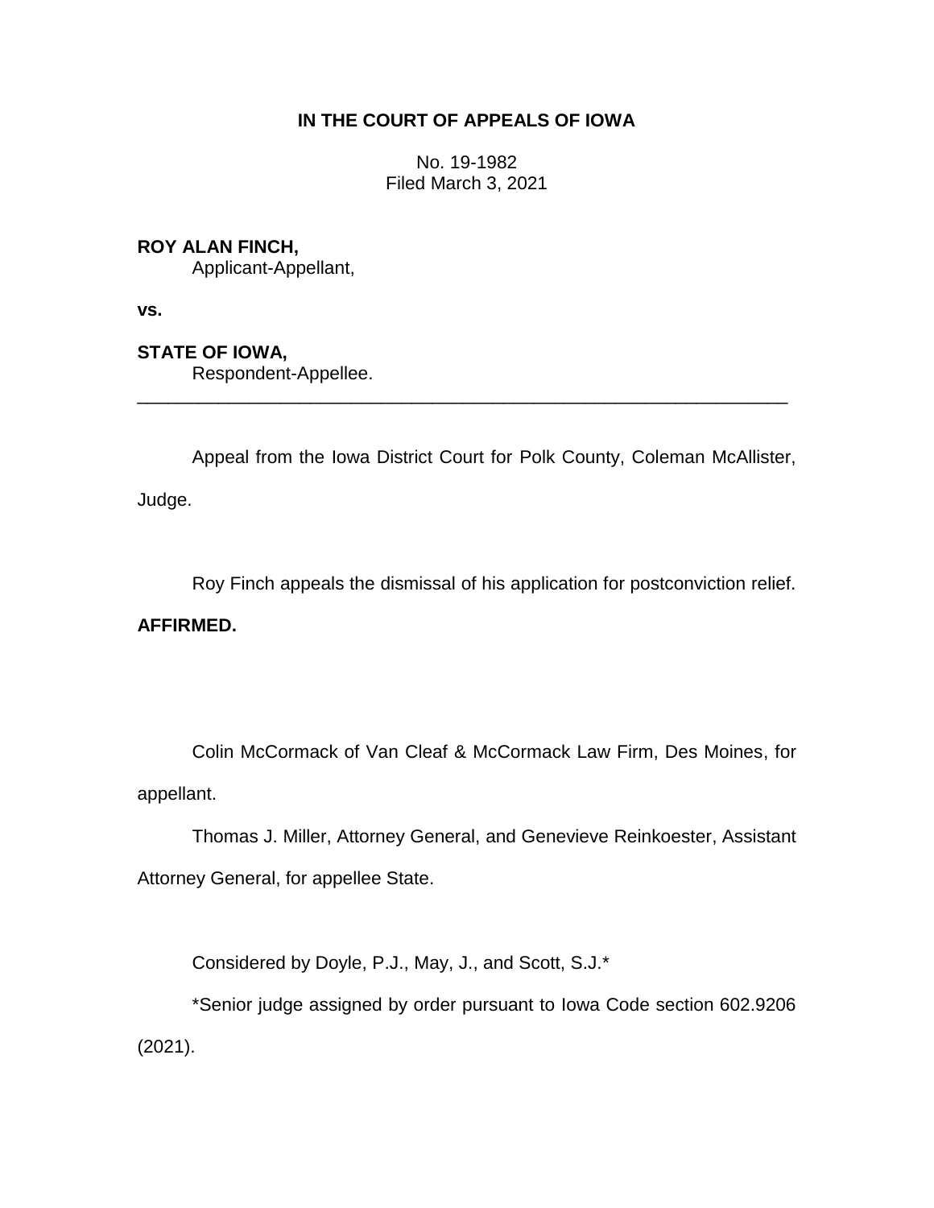# IN THE COURT OF APPEALS OF IOWA

No. 19-1982
Filed March 3, 2021

**ROY ALAN FINCH,**
Applicant-Appellant,

**vs.**

**STATE OF IOWA,**
Respondent-Appellee.

---

Appeal from the Iowa District Court for Polk County, Coleman McAllister, Judge.

Roy Finch appeals the dismissal of his application for postconviction relief.

**AFFIRMED.**

Colin McCormack of Van Cleaf & McCormack Law Firm, Des Moines, for appellant.

Thomas J. Miller, Attorney General, and Genevieve Reinkoester, Assistant Attorney General, for appellee State.

Considered by Doyle, P.J., May, J., and Scott, S.J.*

*Senior judge assigned by order pursuant to Iowa Code section 602.9206 (2021).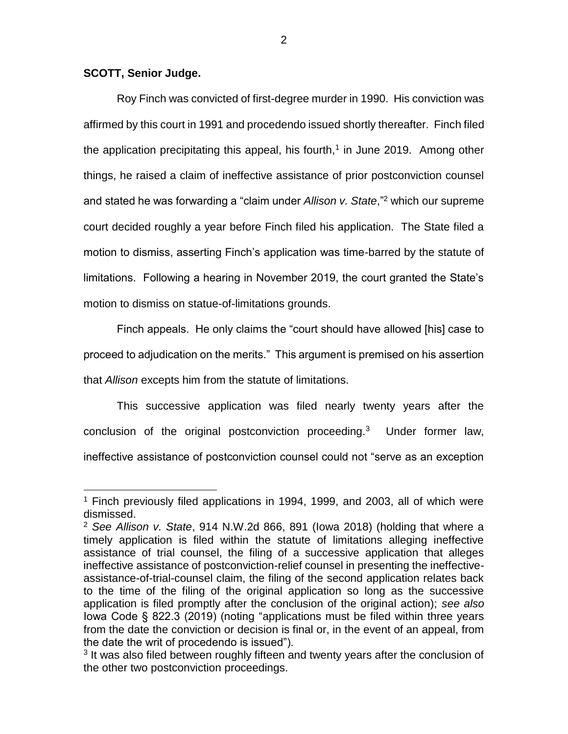**SCOTT, Senior Judge.**

Roy Finch was convicted of first-degree murder in 1990. His conviction was affirmed by this court in 1991 and procedendo issued shortly thereafter. Finch filed the application precipitating this appeal, his fourth,[1] in June 2019. Among other things, he raised a claim of ineffective assistance of prior postconviction counsel and stated he was forwarding a "claim under *Allison v. State*,"[2] which our supreme court decided roughly a year before Finch filed his application. The State filed a motion to dismiss, asserting Finch's application was time-barred by the statute of limitations. Following a hearing in November 2019, the court granted the State's motion to dismiss on statue-of-limitations grounds.

Finch appeals. He only claims the "court should have allowed [his] case to proceed to adjudication on the merits." This argument is premised on his assertion that *Allison* excepts him from the statute of limitations.

This successive application was filed nearly twenty years after the conclusion of the original postconviction proceeding.[3] Under former law, ineffective assistance of postconviction counsel could not "serve as an exception

---

[1] Finch previously filed applications in 1994, 1999, and 2003, all of which were dismissed.

[2] *See Allison v. State*, 914 N.W.2d 866, 891 (Iowa 2018) (holding that where a timely application is filed within the statute of limitations alleging ineffective assistance of trial counsel, the filing of a successive application that alleges ineffective assistance of postconviction-relief counsel in presenting the ineffective-assistance-of-trial-counsel claim, the filing of the second application relates back to the time of the filing of the original application so long as the successive application is filed promptly after the conclusion of the original action); *see also* Iowa Code § 822.3 (2019) (noting "applications must be filed within three years from the date the conviction or decision is final or, in the event of an appeal, from the date the writ of procedendo is issued").

[3] It was also filed between roughly fifteen and twenty years after the conclusion of the other two postconviction proceedings.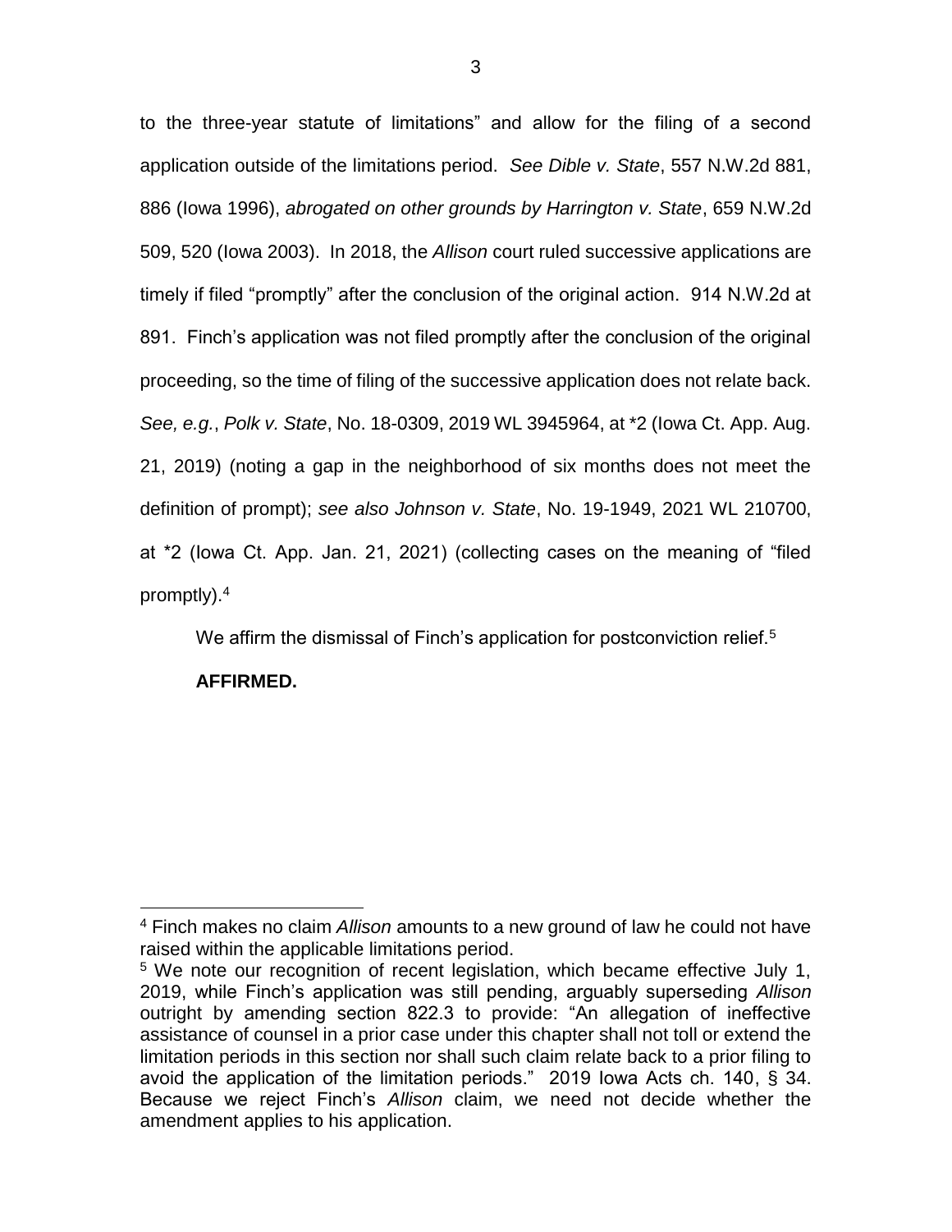to the three-year statute of limitations" and allow for the filing of a second application outside of the limitations period. *See Dible v. State*, 557 N.W.2d 881, 886 (Iowa 1996), *abrogated on other grounds by Harrington v. State*, 659 N.W.2d 509, 520 (Iowa 2003). In 2018, the *Allison* court ruled successive applications are timely if filed "promptly" after the conclusion of the original action. 914 N.W.2d at 891. Finch's application was not filed promptly after the conclusion of the original proceeding, so the time of filing of the successive application does not relate back. *See, e.g.*, *Polk v. State*, No. 18-0309, 2019 WL 3945964, at *2 (Iowa Ct. App. Aug. 21, 2019) (noting a gap in the neighborhood of six months does not meet the definition of prompt); *see also Johnson v. State*, No. 19-1949, 2021 WL 210700, at *2 (Iowa Ct. App. Jan. 21, 2021) (collecting cases on the meaning of "filed promptly).[4]

We affirm the dismissal of Finch's application for postconviction relief.[5]

**AFFIRMED.**

---

[4] Finch makes no claim *Allison* amounts to a new ground of law he could not have raised within the applicable limitations period.

[5] We note our recognition of recent legislation, which became effective July 1, 2019, while Finch's application was still pending, arguably superseding *Allison* outright by amending section 822.3 to provide: "An allegation of ineffective assistance of counsel in a prior case under this chapter shall not toll or extend the limitation periods in this section nor shall such claim relate back to a prior filing to avoid the application of the limitation periods." 2019 Iowa Acts ch. 140, § 34. Because we reject Finch's *Allison* claim, we need not decide whether the amendment applies to his application.